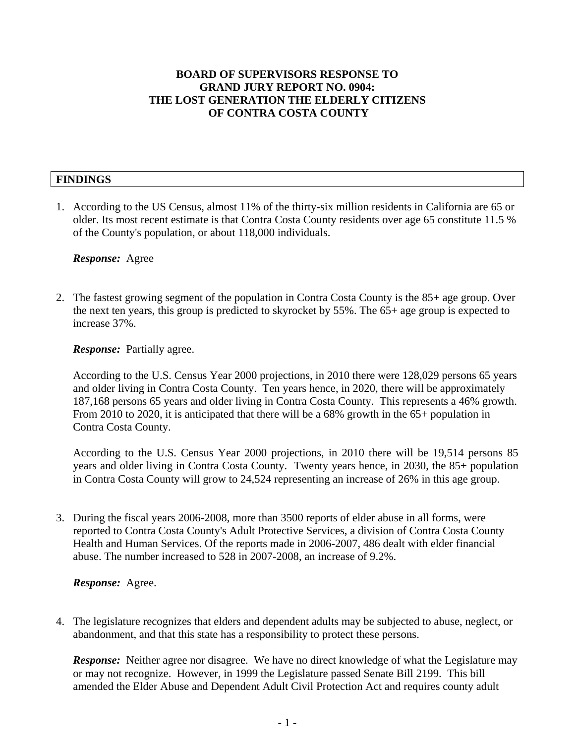# BOARD OF SUPERVISORS RESPONSE TO GRAND JURY REPORT NO. 0904: THE LOST GENERATION THE ELDERLY CITIZENS OF CONTRA COSTA COUNTY

## FINDINGS

1. According to the US Census, almost 11% of the thirty-six million residents in California are 65 or older. Its most recent estimate is that Contra Costa County residents over age 65 constitute 11.5 % of the County's population, or about 118,000 individuals.

   ***Response:*** Agree

2. The fastest growing segment of the population in Contra Costa County is the 85+ age group. Over the next ten years, this group is predicted to skyrocket by 55%. The 65+ age group is expected to increase 37%.

   ***Response:*** Partially agree.

   According to the U.S. Census Year 2000 projections, in 2010 there were 128,029 persons 65 years and older living in Contra Costa County. Ten years hence, in 2020, there will be approximately 187,168 persons 65 years and older living in Contra Costa County. This represents a 46% growth. From 2010 to 2020, it is anticipated that there will be a 68% growth in the 65+ population in Contra Costa County.

   According to the U.S. Census Year 2000 projections, in 2010 there will be 19,514 persons 85 years and older living in Contra Costa County. Twenty years hence, in 2030, the 85+ population in Contra Costa County will grow to 24,524 representing an increase of 26% in this age group.

3. During the fiscal years 2006-2008, more than 3500 reports of elder abuse in all forms, were reported to Contra Costa County's Adult Protective Services, a division of Contra Costa County Health and Human Services. Of the reports made in 2006-2007, 486 dealt with elder financial abuse. The number increased to 528 in 2007-2008, an increase of 9.2%.

   ***Response:*** Agree.

4. The legislature recognizes that elders and dependent adults may be subjected to abuse, neglect, or abandonment, and that this state has a responsibility to protect these persons.

   ***Response:*** Neither agree nor disagree. We have no direct knowledge of what the Legislature may or may not recognize. However, in 1999 the Legislature passed Senate Bill 2199. This bill amended the Elder Abuse and Dependent Adult Civil Protection Act and requires county adult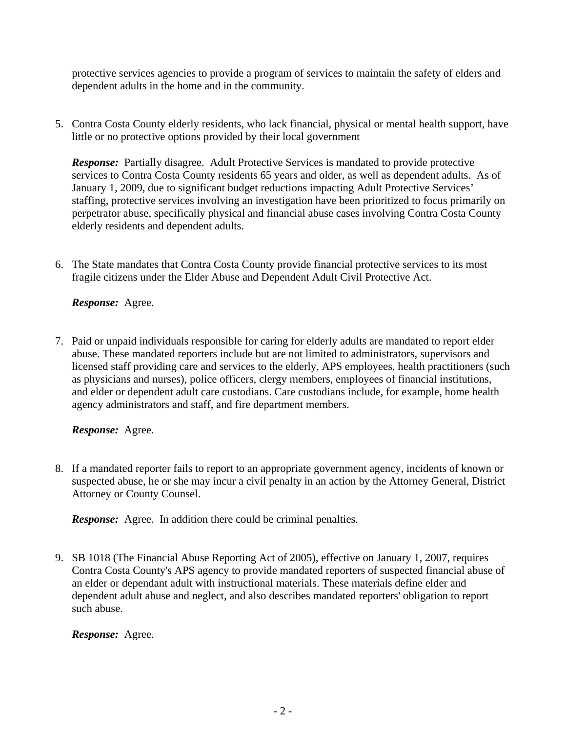protective services agencies to provide a program of services to maintain the safety of elders and dependent adults in the home and in the community.

5. Contra Costa County elderly residents, who lack financial, physical or mental health support, have little or no protective options provided by their local government

   ***Response:*** Partially disagree. Adult Protective Services is mandated to provide protective services to Contra Costa County residents 65 years and older, as well as dependent adults. As of January 1, 2009, due to significant budget reductions impacting Adult Protective Services' staffing, protective services involving an investigation have been prioritized to focus primarily on perpetrator abuse, specifically physical and financial abuse cases involving Contra Costa County elderly residents and dependent adults.

6. The State mandates that Contra Costa County provide financial protective services to its most fragile citizens under the Elder Abuse and Dependent Adult Civil Protective Act.

   ***Response:*** Agree.

7. Paid or unpaid individuals responsible for caring for elderly adults are mandated to report elder abuse. These mandated reporters include but are not limited to administrators, supervisors and licensed staff providing care and services to the elderly, APS employees, health practitioners (such as physicians and nurses), police officers, clergy members, employees of financial institutions, and elder or dependent adult care custodians. Care custodians include, for example, home health agency administrators and staff, and fire department members.

   ***Response:*** Agree.

8. If a mandated reporter fails to report to an appropriate government agency, incidents of known or suspected abuse, he or she may incur a civil penalty in an action by the Attorney General, District Attorney or County Counsel.

   ***Response:*** Agree. In addition there could be criminal penalties.

9. SB 1018 (The Financial Abuse Reporting Act of 2005), effective on January 1, 2007, requires Contra Costa County's APS agency to provide mandated reporters of suspected financial abuse of an elder or dependant adult with instructional materials. These materials define elder and dependent adult abuse and neglect, and also describes mandated reporters' obligation to report such abuse.

   ***Response:*** Agree.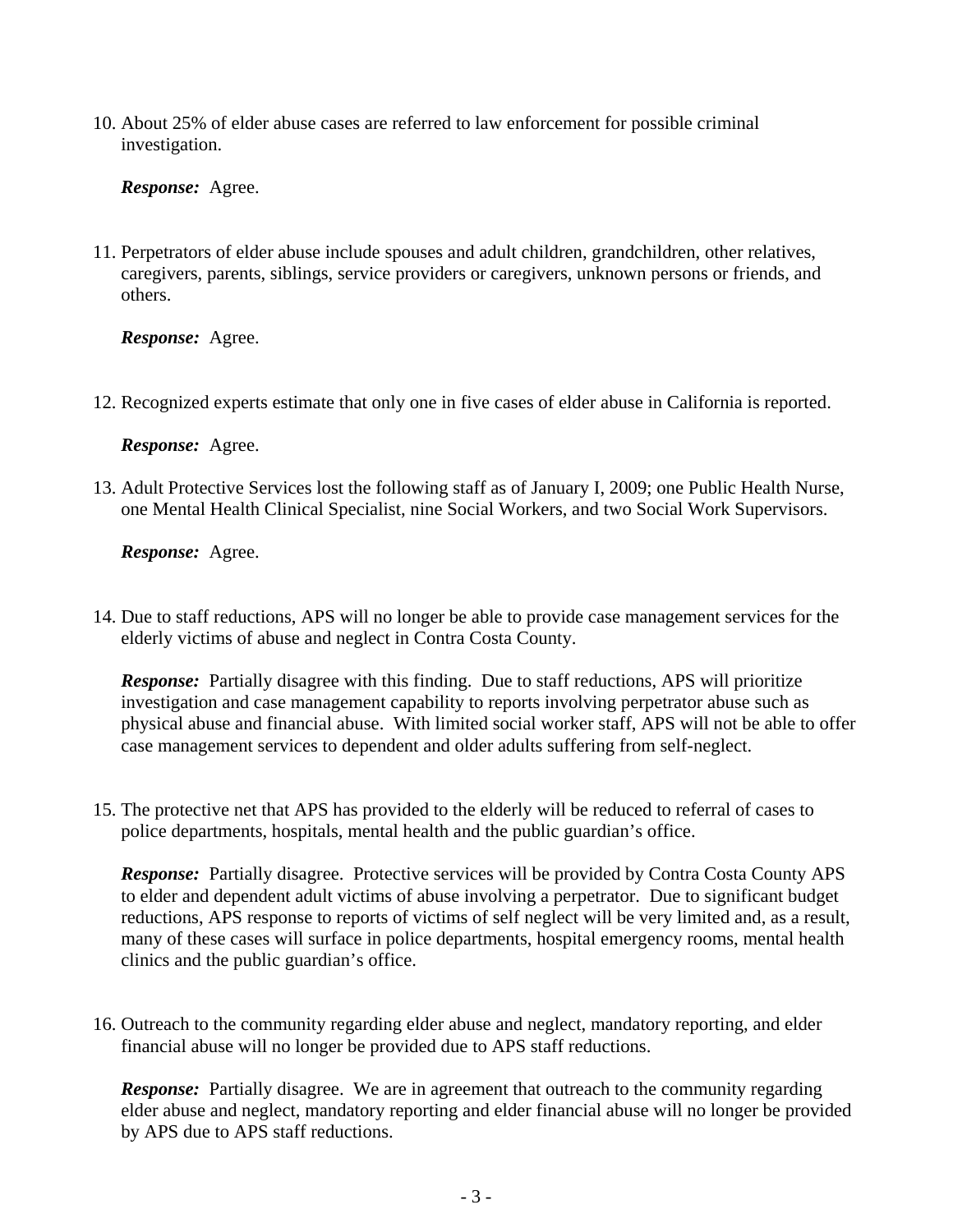10. About 25% of elder abuse cases are referred to law enforcement for possible criminal investigation.

    ***Response:*** Agree.

11. Perpetrators of elder abuse include spouses and adult children, grandchildren, other relatives, caregivers, parents, siblings, service providers or caregivers, unknown persons or friends, and others.

    ***Response:*** Agree.

12. Recognized experts estimate that only one in five cases of elder abuse in California is reported.

    ***Response:*** Agree.

13. Adult Protective Services lost the following staff as of January I, 2009; one Public Health Nurse, one Mental Health Clinical Specialist, nine Social Workers, and two Social Work Supervisors.

    ***Response:*** Agree.

14. Due to staff reductions, APS will no longer be able to provide case management services for the elderly victims of abuse and neglect in Contra Costa County.

    ***Response:*** Partially disagree with this finding. Due to staff reductions, APS will prioritize investigation and case management capability to reports involving perpetrator abuse such as physical abuse and financial abuse. With limited social worker staff, APS will not be able to offer case management services to dependent and older adults suffering from self-neglect.

15. The protective net that APS has provided to the elderly will be reduced to referral of cases to police departments, hospitals, mental health and the public guardian's office.

    ***Response:*** Partially disagree. Protective services will be provided by Contra Costa County APS to elder and dependent adult victims of abuse involving a perpetrator. Due to significant budget reductions, APS response to reports of victims of self neglect will be very limited and, as a result, many of these cases will surface in police departments, hospital emergency rooms, mental health clinics and the public guardian's office.

16. Outreach to the community regarding elder abuse and neglect, mandatory reporting, and elder financial abuse will no longer be provided due to APS staff reductions.

    ***Response:*** Partially disagree. We are in agreement that outreach to the community regarding elder abuse and neglect, mandatory reporting and elder financial abuse will no longer be provided by APS due to APS staff reductions.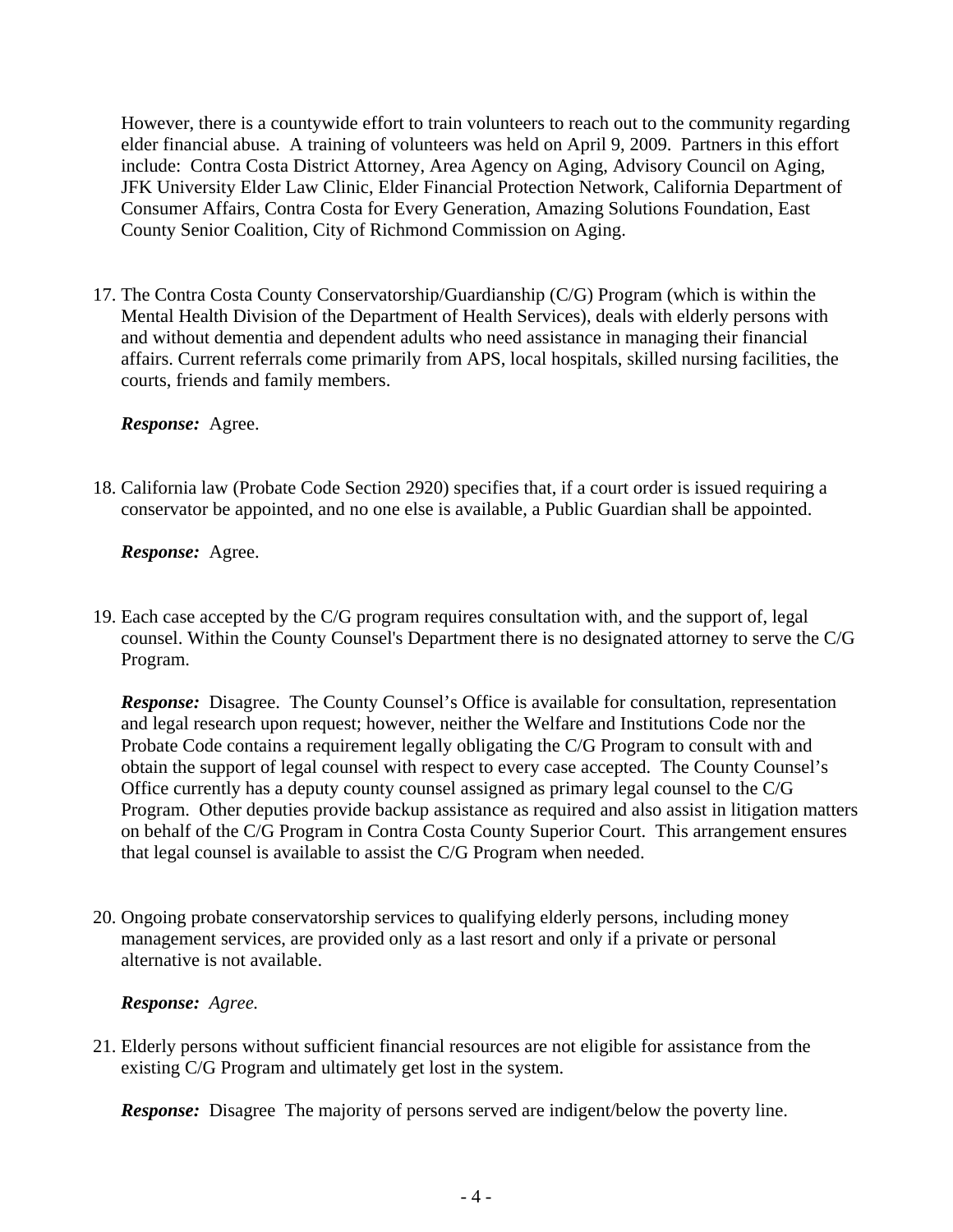However, there is a countywide effort to train volunteers to reach out to the community regarding elder financial abuse. A training of volunteers was held on April 9, 2009. Partners in this effort include: Contra Costa District Attorney, Area Agency on Aging, Advisory Council on Aging, JFK University Elder Law Clinic, Elder Financial Protection Network, California Department of Consumer Affairs, Contra Costa for Every Generation, Amazing Solutions Foundation, East County Senior Coalition, City of Richmond Commission on Aging.

17. The Contra Costa County Conservatorship/Guardianship (C/G) Program (which is within the Mental Health Division of the Department of Health Services), deals with elderly persons with and without dementia and dependent adults who need assistance in managing their financial affairs. Current referrals come primarily from APS, local hospitals, skilled nursing facilities, the courts, friends and family members.

    ***Response:*** Agree.

18. California law (Probate Code Section 2920) specifies that, if a court order is issued requiring a conservator be appointed, and no one else is available, a Public Guardian shall be appointed.

    ***Response:*** Agree.

19. Each case accepted by the C/G program requires consultation with, and the support of, legal counsel. Within the County Counsel's Department there is no designated attorney to serve the C/G Program.

    ***Response:*** Disagree. The County Counsel's Office is available for consultation, representation and legal research upon request; however, neither the Welfare and Institutions Code nor the Probate Code contains a requirement legally obligating the C/G Program to consult with and obtain the support of legal counsel with respect to every case accepted. The County Counsel's Office currently has a deputy county counsel assigned as primary legal counsel to the C/G Program. Other deputies provide backup assistance as required and also assist in litigation matters on behalf of the C/G Program in Contra Costa County Superior Court. This arrangement ensures that legal counsel is available to assist the C/G Program when needed.

20. Ongoing probate conservatorship services to qualifying elderly persons, including money management services, are provided only as a last resort and only if a private or personal alternative is not available.

    ***Response:*** *Agree.*

21. Elderly persons without sufficient financial resources are not eligible for assistance from the existing C/G Program and ultimately get lost in the system.

    ***Response:*** Disagree The majority of persons served are indigent/below the poverty line.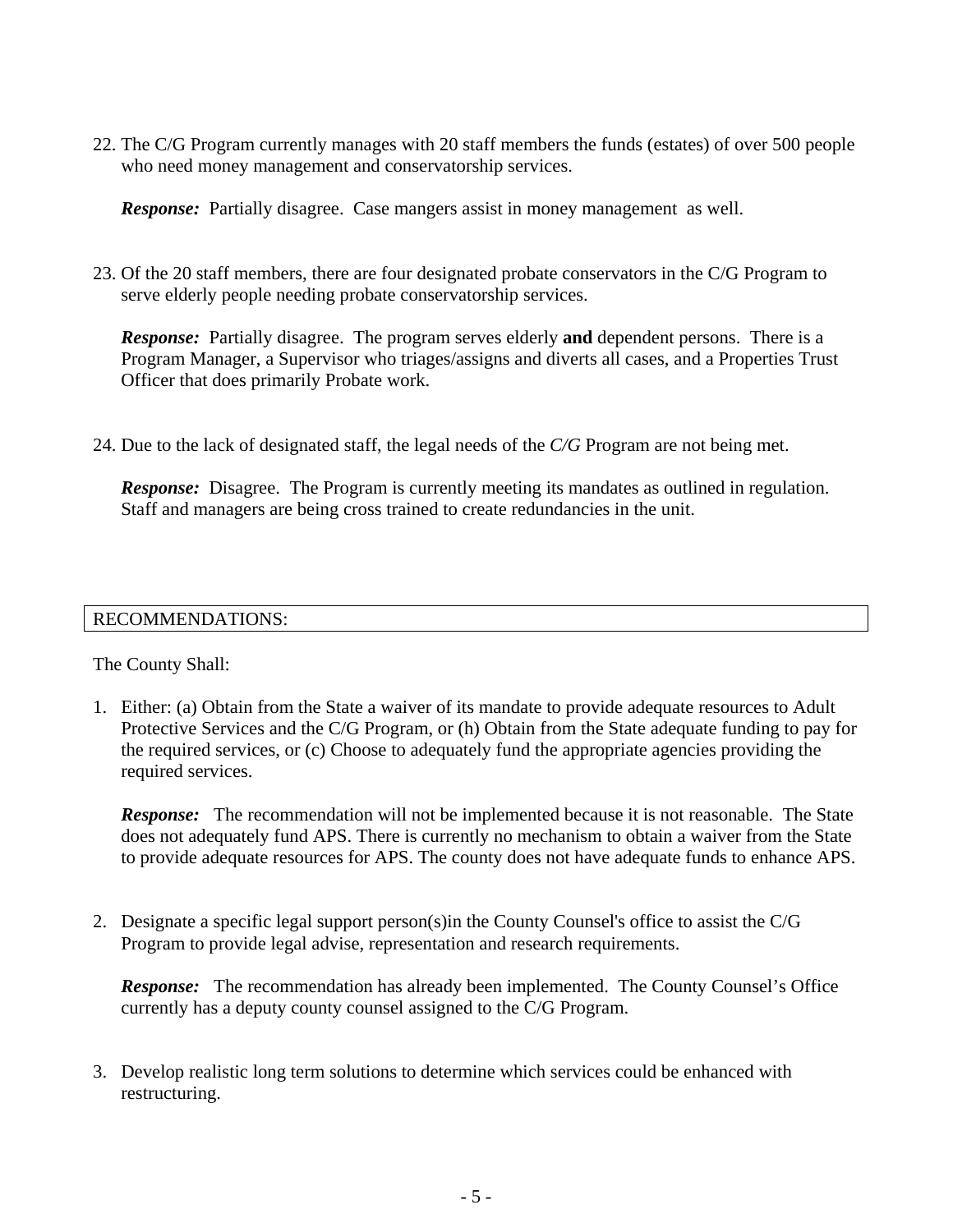22. The C/G Program currently manages with 20 staff members the funds (estates) of over 500 people who need money management and conservatorship services.

    ***Response:*** Partially disagree. Case mangers assist in money management as well.

23. Of the 20 staff members, there are four designated probate conservators in the C/G Program to serve elderly people needing probate conservatorship services.

    ***Response:*** Partially disagree. The program serves elderly **and** dependent persons. There is a Program Manager, a Supervisor who triages/assigns and diverts all cases, and a Properties Trust Officer that does primarily Probate work.

24. Due to the lack of designated staff, the legal needs of the *C/G* Program are not being met.

    ***Response:*** Disagree. The Program is currently meeting its mandates as outlined in regulation. Staff and managers are being cross trained to create redundancies in the unit.

## RECOMMENDATIONS:

The County Shall:

1. Either: (a) Obtain from the State a waiver of its mandate to provide adequate resources to Adult Protective Services and the C/G Program, or (h) Obtain from the State adequate funding to pay for the required services, or (c) Choose to adequately fund the appropriate agencies providing the required services.

   ***Response:*** The recommendation will not be implemented because it is not reasonable. The State does not adequately fund APS. There is currently no mechanism to obtain a waiver from the State to provide adequate resources for APS. The county does not have adequate funds to enhance APS.

2. Designate a specific legal support person(s)in the County Counsel's office to assist the C/G Program to provide legal advise, representation and research requirements.

   ***Response:*** The recommendation has already been implemented. The County Counsel's Office currently has a deputy county counsel assigned to the C/G Program.

3. Develop realistic long term solutions to determine which services could be enhanced with restructuring.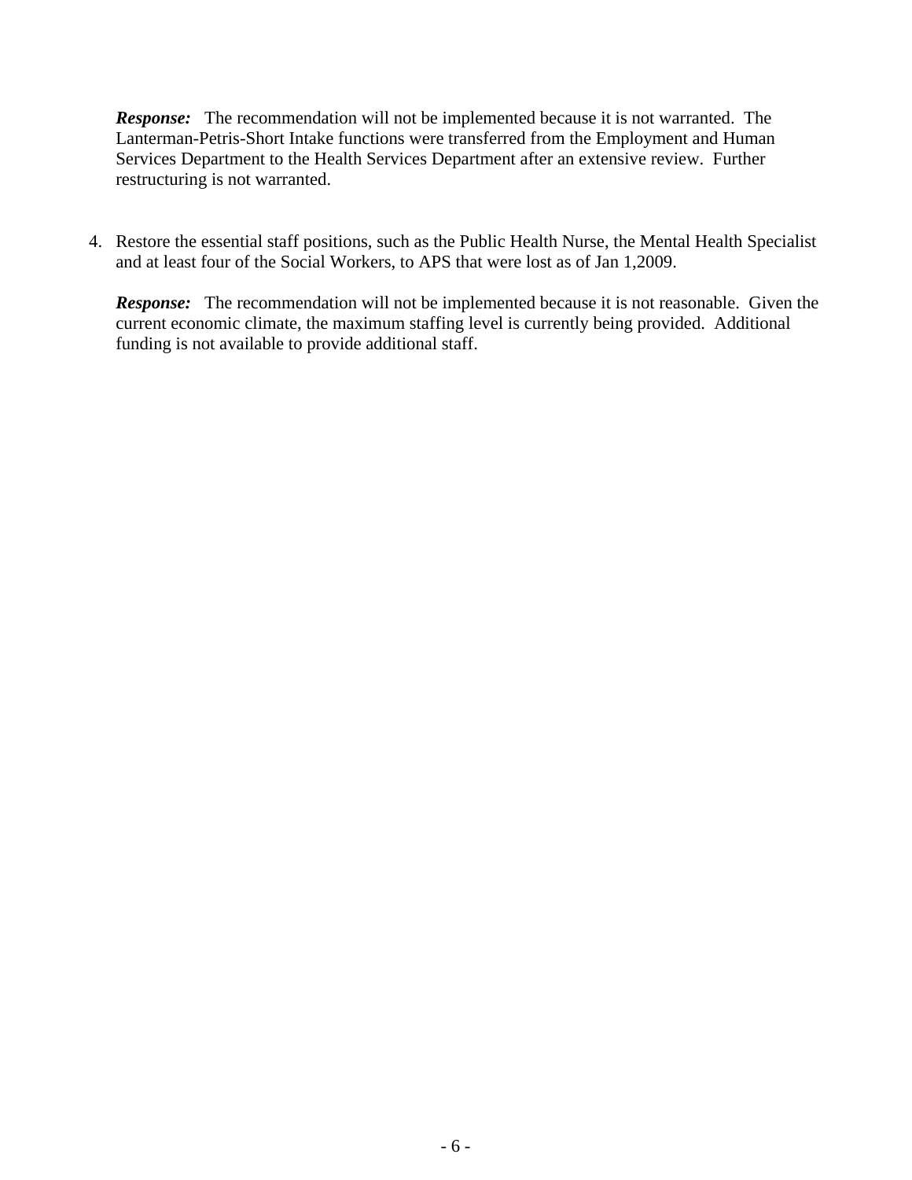***Response:*** The recommendation will not be implemented because it is not warranted. The Lanterman-Petris-Short Intake functions were transferred from the Employment and Human Services Department to the Health Services Department after an extensive review. Further restructuring is not warranted.

4. Restore the essential staff positions, such as the Public Health Nurse, the Mental Health Specialist and at least four of the Social Workers, to APS that were lost as of Jan 1,2009.

   ***Response:*** The recommendation will not be implemented because it is not reasonable. Given the current economic climate, the maximum staffing level is currently being provided. Additional funding is not available to provide additional staff.